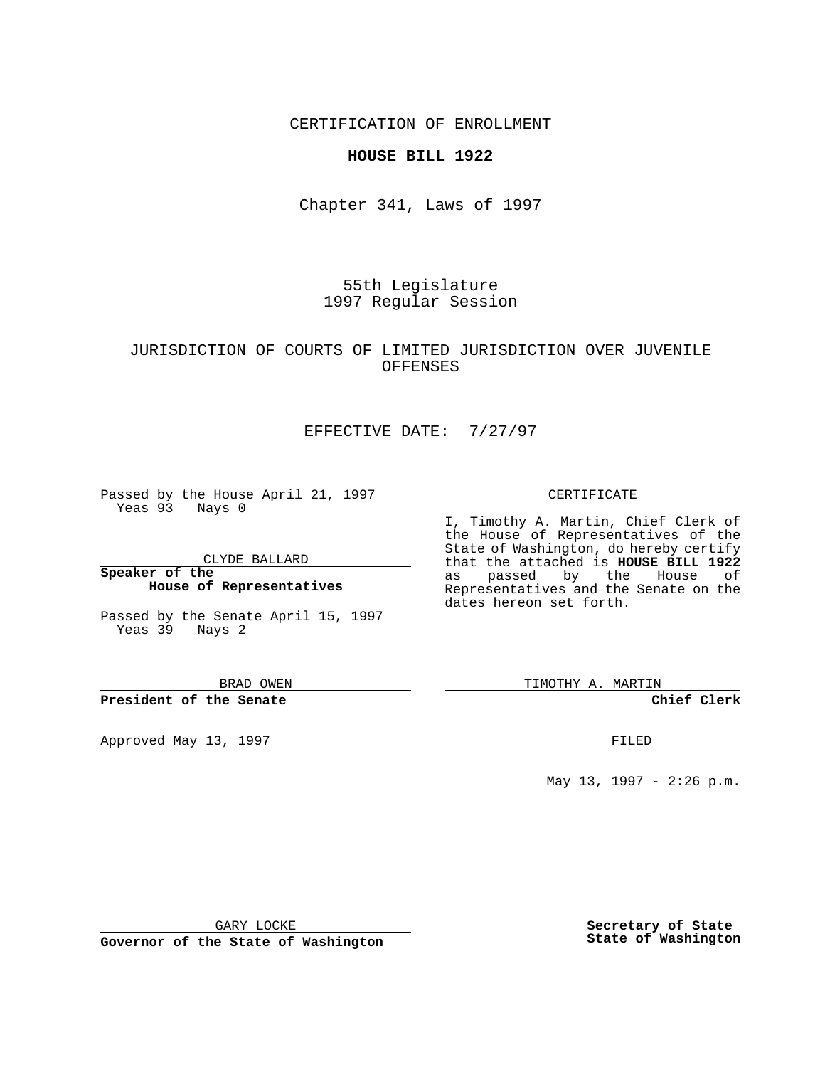CERTIFICATION OF ENROLLMENT

**HOUSE BILL 1922**

Chapter 341, Laws of 1997

55th Legislature
1997 Regular Session

JURISDICTION OF COURTS OF LIMITED JURISDICTION OVER JUVENILE OFFENSES

EFFECTIVE DATE: 7/27/97

Passed by the House April 21, 1997
Yeas 93 Nays 0

CLYDE BALLARD

**Speaker of the House of Representatives**

Passed by the Senate April 15, 1997
Yeas 39 Nays 2

BRAD OWEN

**President of the Senate**

Approved May 13, 1997

GARY LOCKE

**Governor of the State of Washington**

CERTIFICATE

I, Timothy A. Martin, Chief Clerk of the House of Representatives of the State of Washington, do hereby certify that the attached is **HOUSE BILL 1922** as passed by the House of Representatives and the Senate on the dates hereon set forth.

TIMOTHY A. MARTIN

**Chief Clerk**

FILED

May 13, 1997 - 2:26 p.m.

**Secretary of State State of Washington**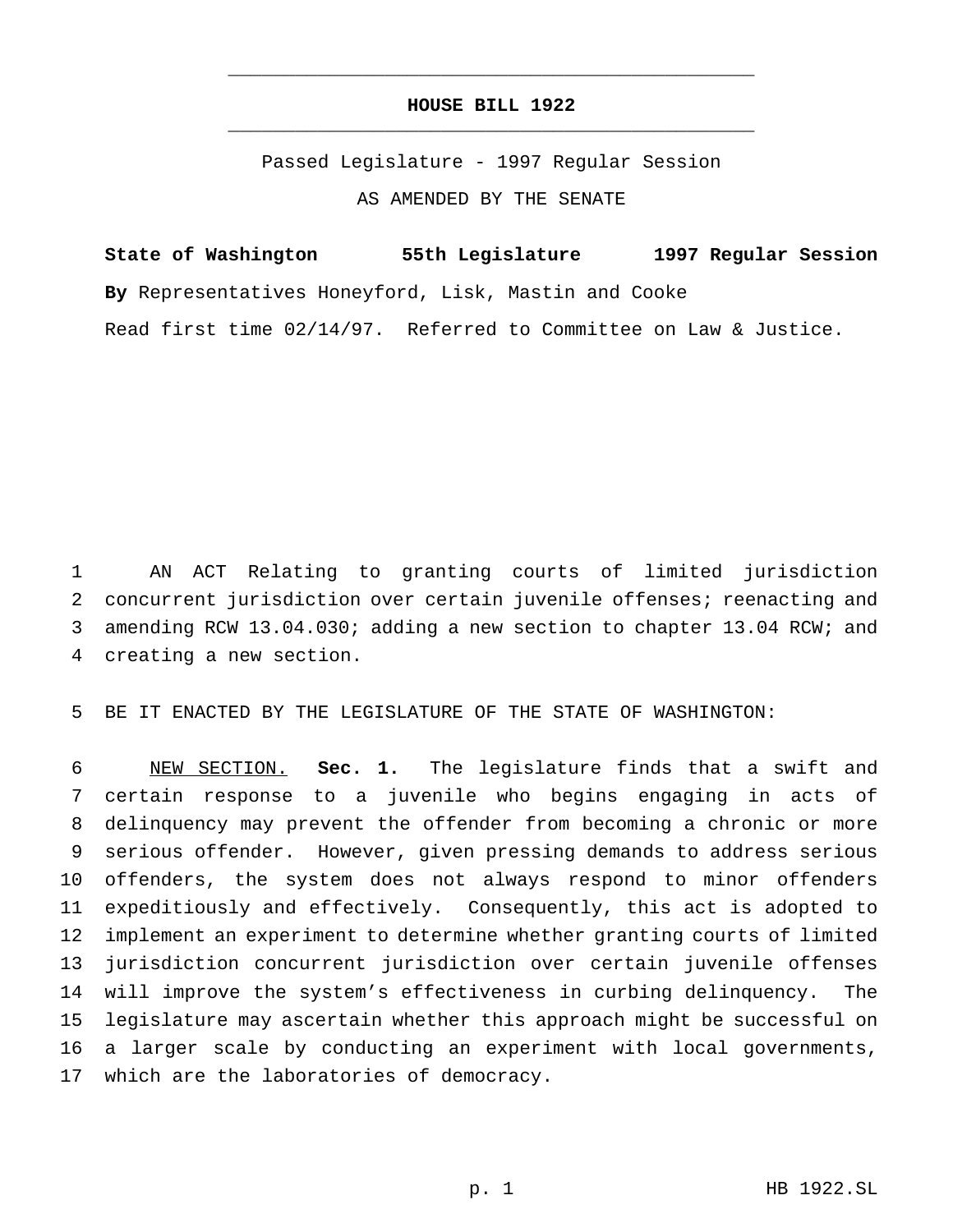# HOUSE BILL 1922

Passed Legislature - 1997 Regular Session

AS AMENDED BY THE SENATE

**State of Washington 55th Legislature 1997 Regular Session**

**By** Representatives Honeyford, Lisk, Mastin and Cooke

Read first time 02/14/97. Referred to Committee on Law & Justice.

AN ACT Relating to granting courts of limited jurisdiction concurrent jurisdiction over certain juvenile offenses; reenacting and amending RCW 13.04.030; adding a new section to chapter 13.04 RCW; and creating a new section.

BE IT ENACTED BY THE LEGISLATURE OF THE STATE OF WASHINGTON:

NEW SECTION. **Sec. 1.** The legislature finds that a swift and certain response to a juvenile who begins engaging in acts of delinquency may prevent the offender from becoming a chronic or more serious offender. However, given pressing demands to address serious offenders, the system does not always respond to minor offenders expeditiously and effectively. Consequently, this act is adopted to implement an experiment to determine whether granting courts of limited jurisdiction concurrent jurisdiction over certain juvenile offenses will improve the system's effectiveness in curbing delinquency. The legislature may ascertain whether this approach might be successful on a larger scale by conducting an experiment with local governments, which are the laboratories of democracy.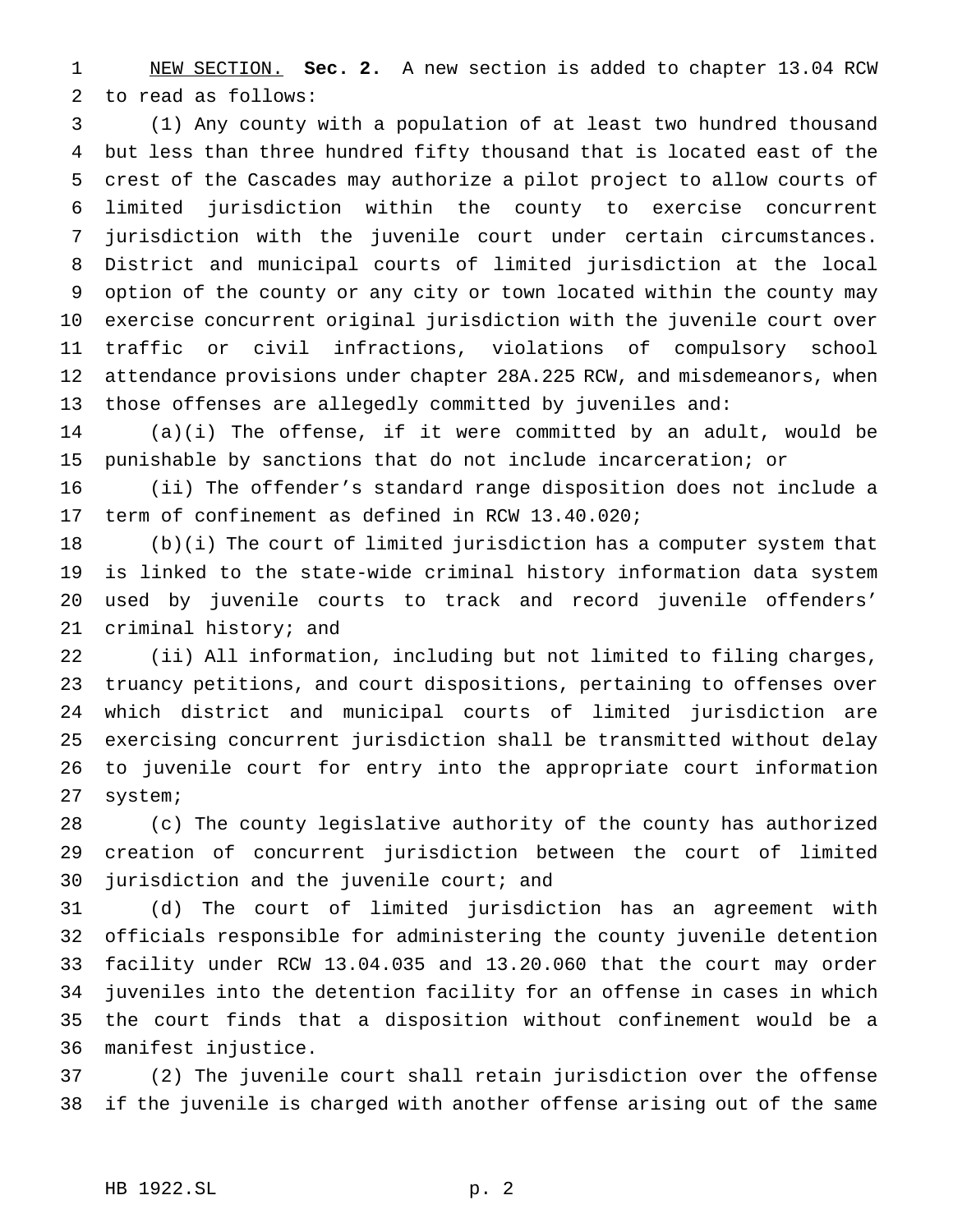NEW SECTION. **Sec. 2.** A new section is added to chapter 13.04 RCW to read as follows:

(1) Any county with a population of at least two hundred thousand but less than three hundred fifty thousand that is located east of the crest of the Cascades may authorize a pilot project to allow courts of limited jurisdiction within the county to exercise concurrent jurisdiction with the juvenile court under certain circumstances. District and municipal courts of limited jurisdiction at the local option of the county or any city or town located within the county may exercise concurrent original jurisdiction with the juvenile court over traffic or civil infractions, violations of compulsory school attendance provisions under chapter 28A.225 RCW, and misdemeanors, when those offenses are allegedly committed by juveniles and:

(a)(i) The offense, if it were committed by an adult, would be punishable by sanctions that do not include incarceration; or

(ii) The offender's standard range disposition does not include a term of confinement as defined in RCW 13.40.020;

(b)(i) The court of limited jurisdiction has a computer system that is linked to the state-wide criminal history information data system used by juvenile courts to track and record juvenile offenders' criminal history; and

(ii) All information, including but not limited to filing charges, truancy petitions, and court dispositions, pertaining to offenses over which district and municipal courts of limited jurisdiction are exercising concurrent jurisdiction shall be transmitted without delay to juvenile court for entry into the appropriate court information system;

(c) The county legislative authority of the county has authorized creation of concurrent jurisdiction between the court of limited jurisdiction and the juvenile court; and

(d) The court of limited jurisdiction has an agreement with officials responsible for administering the county juvenile detention facility under RCW 13.04.035 and 13.20.060 that the court may order juveniles into the detention facility for an offense in cases in which the court finds that a disposition without confinement would be a manifest injustice.

(2) The juvenile court shall retain jurisdiction over the offense if the juvenile is charged with another offense arising out of the same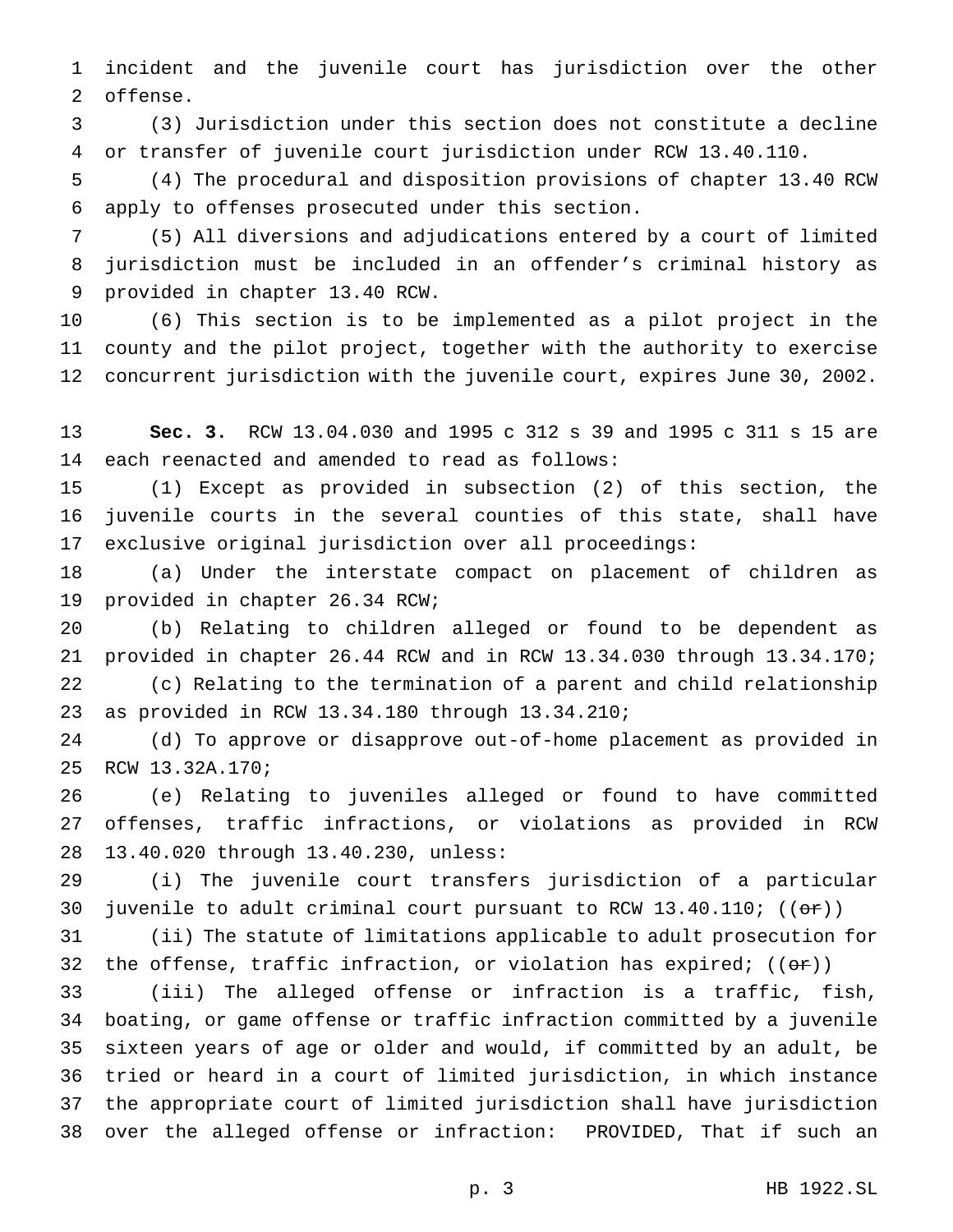incident and the juvenile court has jurisdiction over the other offense.

(3) Jurisdiction under this section does not constitute a decline or transfer of juvenile court jurisdiction under RCW 13.40.110.

(4) The procedural and disposition provisions of chapter 13.40 RCW apply to offenses prosecuted under this section.

(5) All diversions and adjudications entered by a court of limited jurisdiction must be included in an offender's criminal history as provided in chapter 13.40 RCW.

(6) This section is to be implemented as a pilot project in the county and the pilot project, together with the authority to exercise concurrent jurisdiction with the juvenile court, expires June 30, 2002.

**Sec. 3.** RCW 13.04.030 and 1995 c 312 s 39 and 1995 c 311 s 15 are each reenacted and amended to read as follows:

(1) Except as provided in subsection (2) of this section, the juvenile courts in the several counties of this state, shall have exclusive original jurisdiction over all proceedings:

(a) Under the interstate compact on placement of children as provided in chapter 26.34 RCW;

(b) Relating to children alleged or found to be dependent as provided in chapter 26.44 RCW and in RCW 13.34.030 through 13.34.170;

(c) Relating to the termination of a parent and child relationship as provided in RCW 13.34.180 through 13.34.210;

(d) To approve or disapprove out-of-home placement as provided in RCW 13.32A.170;

(e) Relating to juveniles alleged or found to have committed offenses, traffic infractions, or violations as provided in RCW 13.40.020 through 13.40.230, unless:

(i) The juvenile court transfers jurisdiction of a particular juvenile to adult criminal court pursuant to RCW 13.40.110; ((~~or~~))

(ii) The statute of limitations applicable to adult prosecution for the offense, traffic infraction, or violation has expired; ((~~or~~))

(iii) The alleged offense or infraction is a traffic, fish, boating, or game offense or traffic infraction committed by a juvenile sixteen years of age or older and would, if committed by an adult, be tried or heard in a court of limited jurisdiction, in which instance the appropriate court of limited jurisdiction shall have jurisdiction over the alleged offense or infraction: PROVIDED, That if such an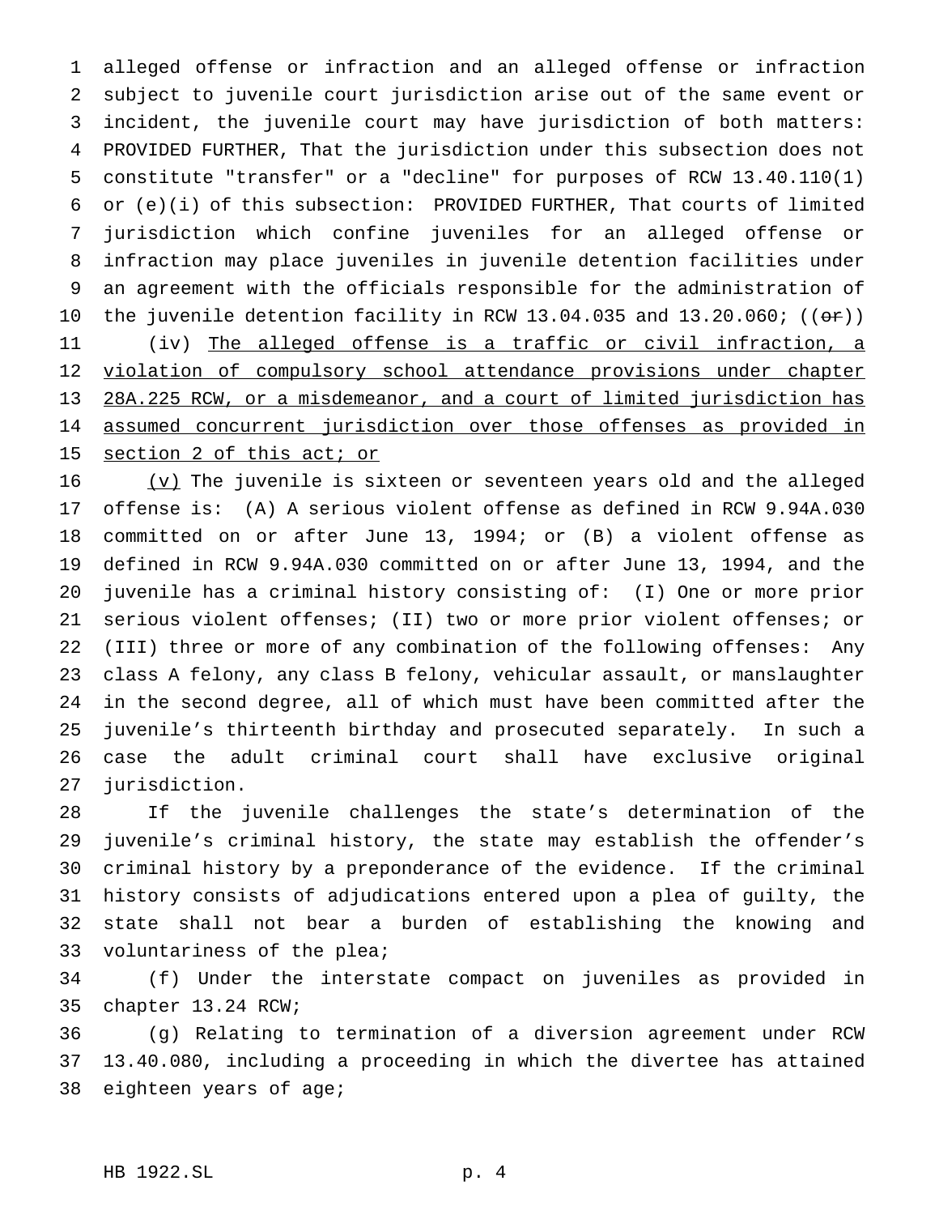alleged offense or infraction and an alleged offense or infraction subject to juvenile court jurisdiction arise out of the same event or incident, the juvenile court may have jurisdiction of both matters: PROVIDED FURTHER, That the jurisdiction under this subsection does not constitute "transfer" or a "decline" for purposes of RCW 13.40.110(1) or (e)(i) of this subsection: PROVIDED FURTHER, That courts of limited jurisdiction which confine juveniles for an alleged offense or infraction may place juveniles in juvenile detention facilities under an agreement with the officials responsible for the administration of the juvenile detention facility in RCW 13.04.035 and 13.20.060; ((~~or~~))

(iv) <u>The alleged offense is a traffic or civil infraction, a violation of compulsory school attendance provisions under chapter 28A.225 RCW, or a misdemeanor, and a court of limited jurisdiction has assumed concurrent jurisdiction over those offenses as provided in section 2 of this act; or</u>

<u>(v)</u> The juvenile is sixteen or seventeen years old and the alleged offense is: (A) A serious violent offense as defined in RCW 9.94A.030 committed on or after June 13, 1994; or (B) a violent offense as defined in RCW 9.94A.030 committed on or after June 13, 1994, and the juvenile has a criminal history consisting of: (I) One or more prior serious violent offenses; (II) two or more prior violent offenses; or (III) three or more of any combination of the following offenses: Any class A felony, any class B felony, vehicular assault, or manslaughter in the second degree, all of which must have been committed after the juvenile's thirteenth birthday and prosecuted separately. In such a case the adult criminal court shall have exclusive original jurisdiction.

If the juvenile challenges the state's determination of the juvenile's criminal history, the state may establish the offender's criminal history by a preponderance of the evidence. If the criminal history consists of adjudications entered upon a plea of guilty, the state shall not bear a burden of establishing the knowing and voluntariness of the plea;

(f) Under the interstate compact on juveniles as provided in chapter 13.24 RCW;

(g) Relating to termination of a diversion agreement under RCW 13.40.080, including a proceeding in which the divertee has attained eighteen years of age;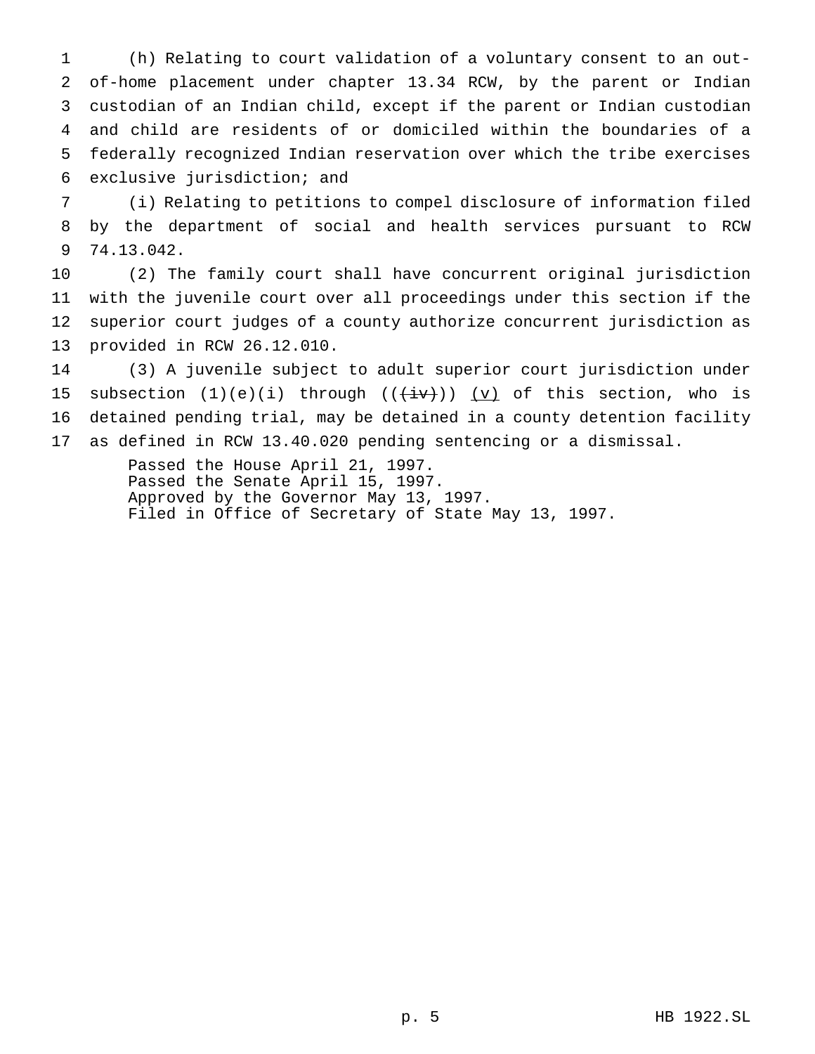(h) Relating to court validation of a voluntary consent to an out-of-home placement under chapter 13.34 RCW, by the parent or Indian custodian of an Indian child, except if the parent or Indian custodian and child are residents of or domiciled within the boundaries of a federally recognized Indian reservation over which the tribe exercises exclusive jurisdiction; and

(i) Relating to petitions to compel disclosure of information filed by the department of social and health services pursuant to RCW 74.13.042.

(2) The family court shall have concurrent original jurisdiction with the juvenile court over all proceedings under this section if the superior court judges of a county authorize concurrent jurisdiction as provided in RCW 26.12.010.

(3) A juvenile subject to adult superior court jurisdiction under subsection (1)(e)(i) through ((~~(iv)~~)) <u>(v)</u> of this section, who is detained pending trial, may be detained in a county detention facility as defined in RCW 13.40.020 pending sentencing or a dismissal.

Passed the House April 21, 1997.
Passed the Senate April 15, 1997.
Approved by the Governor May 13, 1997.
Filed in Office of Secretary of State May 13, 1997.